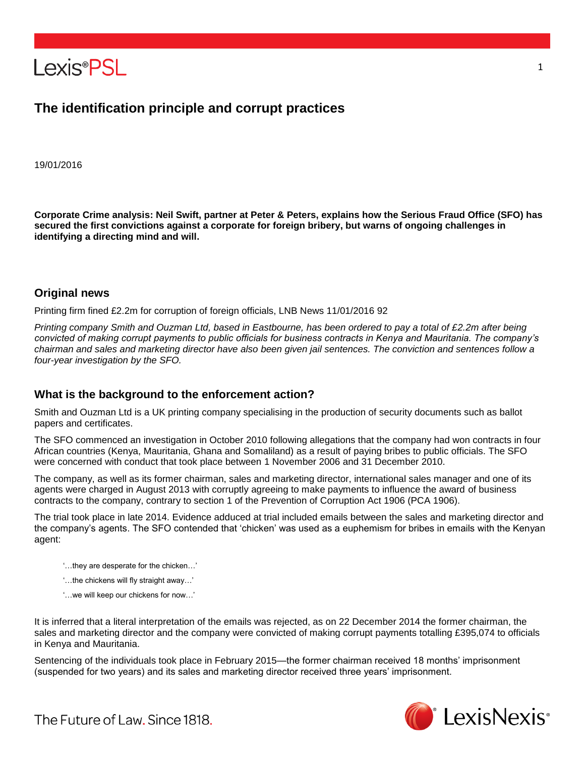# The identification principle and corrupt practices

19/01/2016

**Corporate Crime analysis: Neil Swift, partner at Peter & Peters, explains how the Serious Fraud Office (SFO) has secured the first convictions against a corporate for foreign bribery, but warns of ongoing challenges in identifying a directing mind and will.**

## Original news

Printing firm fined £2.2m for corruption of foreign officials, LNB News 11/01/2016 92

*Printing company Smith and Ouzman Ltd, based in Eastbourne, has been ordered to pay a total of £2.2m after being convicted of making corrupt payments to public officials for business contracts in Kenya and Mauritania. The company's chairman and sales and marketing director have also been given jail sentences. The conviction and sentences follow a four-year investigation by the SFO.*

## What is the background to the enforcement action?

Smith and Ouzman Ltd is a UK printing company specialising in the production of security documents such as ballot papers and certificates.

The SFO commenced an investigation in October 2010 following allegations that the company had won contracts in four African countries (Kenya, Mauritania, Ghana and Somaliland) as a result of paying bribes to public officials. The SFO were concerned with conduct that took place between 1 November 2006 and 31 December 2010.

The company, as well as its former chairman, sales and marketing director, international sales manager and one of its agents were charged in August 2013 with corruptly agreeing to make payments to influence the award of business contracts to the company, contrary to section 1 of the Prevention of Corruption Act 1906 (PCA 1906).

The trial took place in late 2014. Evidence adduced at trial included emails between the sales and marketing director and the company's agents. The SFO contended that 'chicken' was used as a euphemism for bribes in emails with the Kenyan agent:

> '…they are desperate for the chicken…'
>
> '…the chickens will fly straight away…'
>
> '…we will keep our chickens for now…'

It is inferred that a literal interpretation of the emails was rejected, as on 22 December 2014 the former chairman, the sales and marketing director and the company were convicted of making corrupt payments totalling £395,074 to officials in Kenya and Mauritania.

Sentencing of the individuals took place in February 2015—the former chairman received 18 months' imprisonment (suspended for two years) and its sales and marketing director received three years' imprisonment.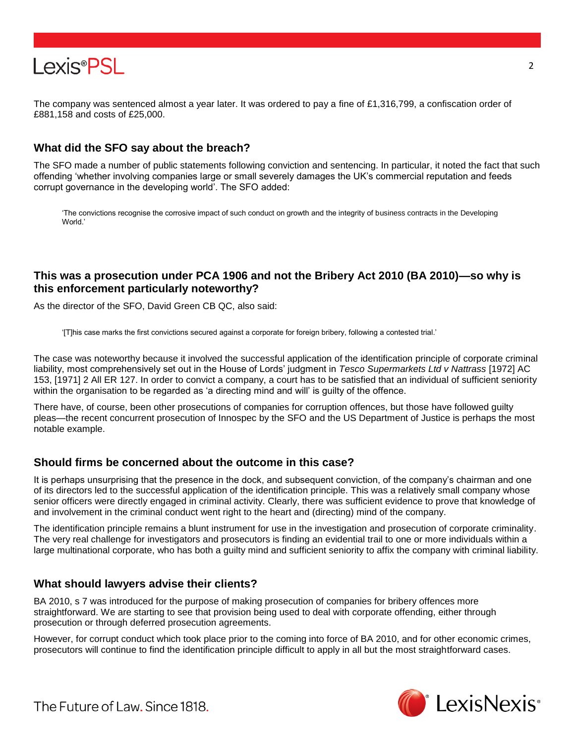The company was sentenced almost a year later. It was ordered to pay a fine of £1,316,799, a confiscation order of £881,158 and costs of £25,000.

## What did the SFO say about the breach?

The SFO made a number of public statements following conviction and sentencing. In particular, it noted the fact that such offending 'whether involving companies large or small severely damages the UK's commercial reputation and feeds corrupt governance in the developing world'. The SFO added:

> 'The convictions recognise the corrosive impact of such conduct on growth and the integrity of business contracts in the Developing World.'

## This was a prosecution under PCA 1906 and not the Bribery Act 2010 (BA 2010)—so why is this enforcement particularly noteworthy?

As the director of the SFO, David Green CB QC, also said:

> '[T]his case marks the first convictions secured against a corporate for foreign bribery, following a contested trial.'

The case was noteworthy because it involved the successful application of the identification principle of corporate criminal liability, most comprehensively set out in the House of Lords' judgment in *Tesco Supermarkets Ltd v Nattrass* [1972] AC 153, [1971] 2 All ER 127. In order to convict a company, a court has to be satisfied that an individual of sufficient seniority within the organisation to be regarded as 'a directing mind and will' is guilty of the offence.

There have, of course, been other prosecutions of companies for corruption offences, but those have followed guilty pleas—the recent concurrent prosecution of Innospec by the SFO and the US Department of Justice is perhaps the most notable example.

## Should firms be concerned about the outcome in this case?

It is perhaps unsurprising that the presence in the dock, and subsequent conviction, of the company's chairman and one of its directors led to the successful application of the identification principle. This was a relatively small company whose senior officers were directly engaged in criminal activity. Clearly, there was sufficient evidence to prove that knowledge of and involvement in the criminal conduct went right to the heart and (directing) mind of the company.

The identification principle remains a blunt instrument for use in the investigation and prosecution of corporate criminality. The very real challenge for investigators and prosecutors is finding an evidential trail to one or more individuals within a large multinational corporate, who has both a guilty mind and sufficient seniority to affix the company with criminal liability.

## What should lawyers advise their clients?

BA 2010, s 7 was introduced for the purpose of making prosecution of companies for bribery offences more straightforward. We are starting to see that provision being used to deal with corporate offending, either through prosecution or through deferred prosecution agreements.

However, for corrupt conduct which took place prior to the coming into force of BA 2010, and for other economic crimes, prosecutors will continue to find the identification principle difficult to apply in all but the most straightforward cases.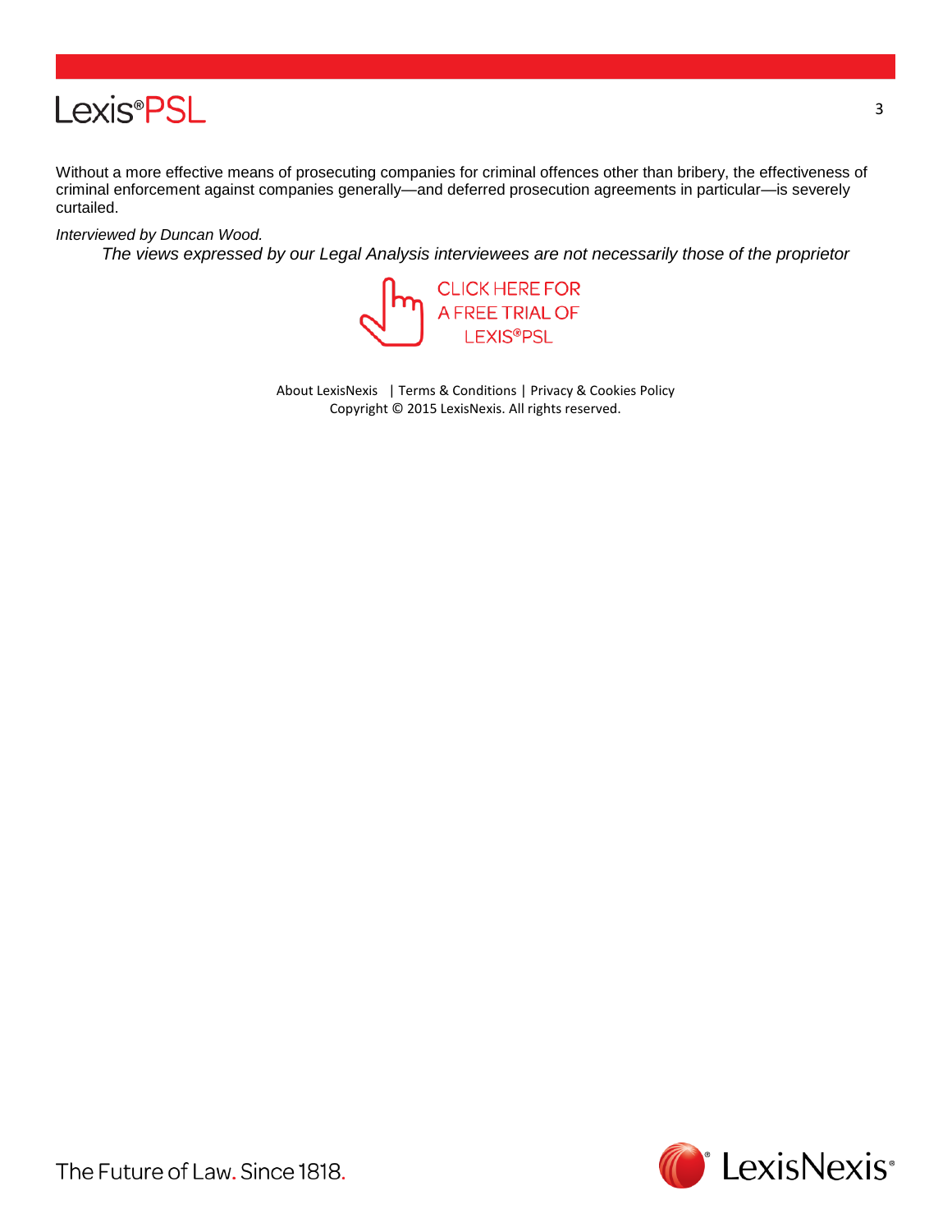Without a more effective means of prosecuting companies for criminal offences other than bribery, the effectiveness of criminal enforcement against companies generally—and deferred prosecution agreements in particular—is severely curtailed.

*Interviewed by Duncan Wood.*

*The views expressed by our Legal Analysis interviewees are not necessarily those of the proprietor*

CLICK HERE FOR A FREE TRIAL OF LEXIS®PSL

About LexisNexis | Terms & Conditions | Privacy & Cookies Policy
Copyright © 2015 LexisNexis. All rights reserved.